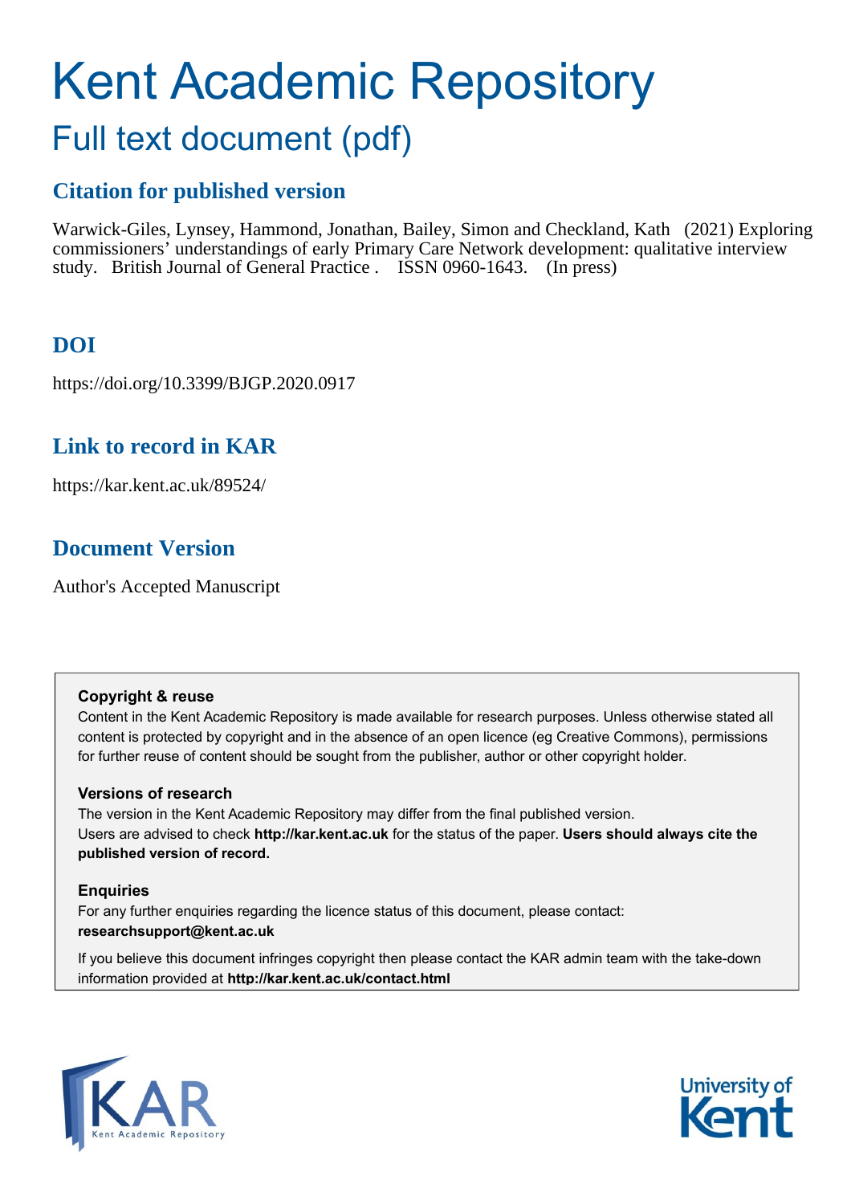# Kent Academic Repository

## Full text document (pdf)

### Citation for published version

Warwick-Giles, Lynsey, Hammond, Jonathan, Bailey, Simon and Checkland, Kath (2021) Exploring commissioners' understandings of early Primary Care Network development: qualitative interview study. British Journal of General Practice . ISSN 0960-1643. (In press)

### DOI

https://doi.org/10.3399/BJGP.2020.0917

### Link to record in KAR

https://kar.kent.ac.uk/89524/

### Document Version

Author's Accepted Manuscript

**Copyright & reuse**

Content in the Kent Academic Repository is made available for research purposes. Unless otherwise stated all content is protected by copyright and in the absence of an open licence (eg Creative Commons), permissions for further reuse of content should be sought from the publisher, author or other copyright holder.

**Versions of research**

The version in the Kent Academic Repository may differ from the final published version.
Users are advised to check **http://kar.kent.ac.uk** for the status of the paper. **Users should always cite the published version of record.**

**Enquiries**

For any further enquiries regarding the licence status of this document, please contact:
**researchsupport@kent.ac.uk**

If you believe this document infringes copyright then please contact the KAR admin team with the take-down information provided at **http://kar.kent.ac.uk/contact.html**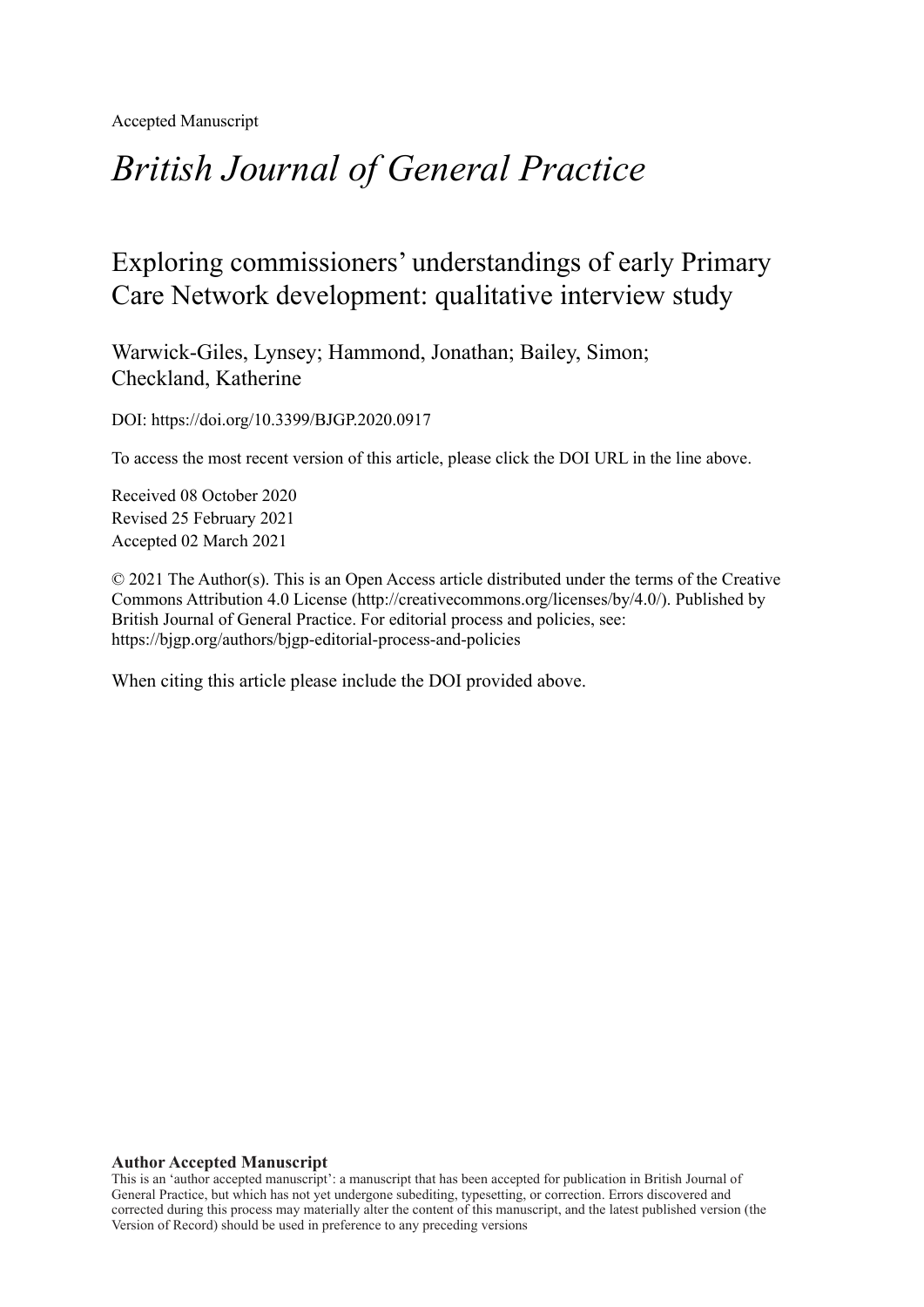Accepted Manuscript

# *British Journal of General Practice*

## Exploring commissioners' understandings of early Primary Care Network development: qualitative interview study

Warwick-Giles, Lynsey; Hammond, Jonathan; Bailey, Simon; Checkland, Katherine

DOI: https://doi.org/10.3399/BJGP.2020.0917

To access the most recent version of this article, please click the DOI URL in the line above.

Received 08 October 2020
Revised 25 February 2021
Accepted 02 March 2021

© 2021 The Author(s). This is an Open Access article distributed under the terms of the Creative Commons Attribution 4.0 License (http://creativecommons.org/licenses/by/4.0/). Published by British Journal of General Practice. For editorial process and policies, see: https://bjgp.org/authors/bjgp-editorial-process-and-policies

When citing this article please include the DOI provided above.

**Author Accepted Manuscript**

This is an 'author accepted manuscript': a manuscript that has been accepted for publication in British Journal of General Practice, but which has not yet undergone subediting, typesetting, or correction. Errors discovered and corrected during this process may materially alter the content of this manuscript, and the latest published version (the Version of Record) should be used in preference to any preceding versions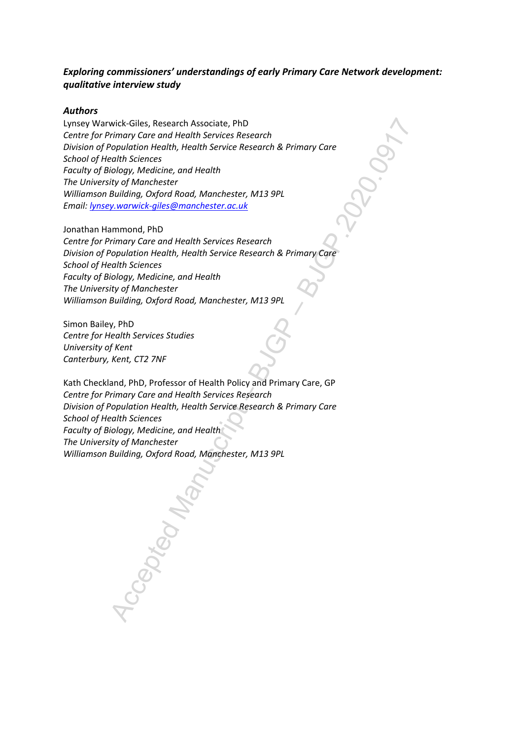***Exploring commissioners' understandings of early Primary Care Network development: qualitative interview study***

***Authors***

Lynsey Warwick-Giles, Research Associate, PhD
*Centre for Primary Care and Health Services Research*
*Division of Population Health, Health Service Research & Primary Care*
*School of Health Sciences*
*Faculty of Biology, Medicine, and Health*
*The University of Manchester*
*Williamson Building, Oxford Road, Manchester, M13 9PL*
*Email: lynsey.warwick-giles@manchester.ac.uk*

Jonathan Hammond, PhD
*Centre for Primary Care and Health Services Research*
*Division of Population Health, Health Service Research & Primary Care*
*School of Health Sciences*
*Faculty of Biology, Medicine, and Health*
*The University of Manchester*
*Williamson Building, Oxford Road, Manchester, M13 9PL*

Simon Bailey, PhD
*Centre for Health Services Studies*
*University of Kent*
*Canterbury, Kent, CT2 7NF*

Kath Checkland, PhD, Professor of Health Policy and Primary Care, GP
*Centre for Primary Care and Health Services Research*
*Division of Population Health, Health Service Research & Primary Care*
*School of Health Sciences*
*Faculty of Biology, Medicine, and Health*
*The University of Manchester*
*Williamson Building, Oxford Road, Manchester, M13 9PL*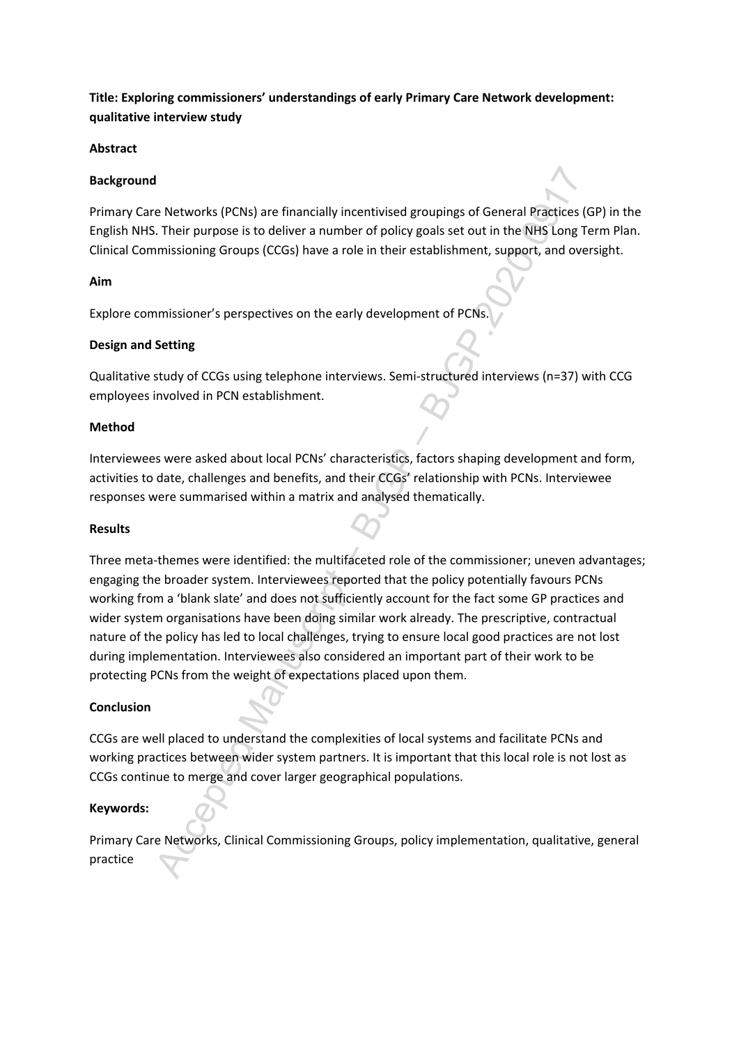**Title: Exploring commissioners' understandings of early Primary Care Network development: qualitative interview study**

**Abstract**

**Background**

Primary Care Networks (PCNs) are financially incentivised groupings of General Practices (GP) in the English NHS. Their purpose is to deliver a number of policy goals set out in the NHS Long Term Plan. Clinical Commissioning Groups (CCGs) have a role in their establishment, support, and oversight.

**Aim**

Explore commissioner's perspectives on the early development of PCNs.

**Design and Setting**

Qualitative study of CCGs using telephone interviews. Semi-structured interviews (n=37) with CCG employees involved in PCN establishment.

**Method**

Interviewees were asked about local PCNs' characteristics, factors shaping development and form, activities to date, challenges and benefits, and their CCGs' relationship with PCNs. Interviewee responses were summarised within a matrix and analysed thematically.

**Results**

Three meta-themes were identified: the multifaceted role of the commissioner; uneven advantages; engaging the broader system. Interviewees reported that the policy potentially favours PCNs working from a 'blank slate' and does not sufficiently account for the fact some GP practices and wider system organisations have been doing similar work already. The prescriptive, contractual nature of the policy has led to local challenges, trying to ensure local good practices are not lost during implementation. Interviewees also considered an important part of their work to be protecting PCNs from the weight of expectations placed upon them.

**Conclusion**

CCGs are well placed to understand the complexities of local systems and facilitate PCNs and working practices between wider system partners. It is important that this local role is not lost as CCGs continue to merge and cover larger geographical populations.

**Keywords:**

Primary Care Networks, Clinical Commissioning Groups, policy implementation, qualitative, general practice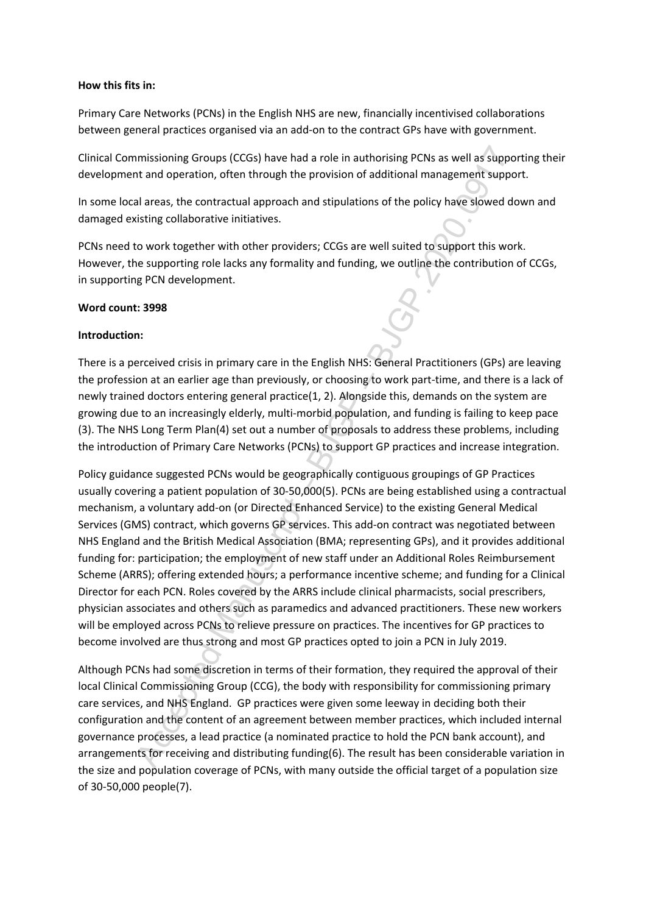**How this fits in:**

Primary Care Networks (PCNs) in the English NHS are new, financially incentivised collaborations between general practices organised via an add-on to the contract GPs have with government.

Clinical Commissioning Groups (CCGs) have had a role in authorising PCNs as well as supporting their development and operation, often through the provision of additional management support.

In some local areas, the contractual approach and stipulations of the policy have slowed down and damaged existing collaborative initiatives.

PCNs need to work together with other providers; CCGs are well suited to support this work. However, the supporting role lacks any formality and funding, we outline the contribution of CCGs, in supporting PCN development.

**Word count: 3998**

**Introduction:**

There is a perceived crisis in primary care in the English NHS: General Practitioners (GPs) are leaving the profession at an earlier age than previously, or choosing to work part-time, and there is a lack of newly trained doctors entering general practice(1, 2). Alongside this, demands on the system are growing due to an increasingly elderly, multi-morbid population, and funding is failing to keep pace (3). The NHS Long Term Plan(4) set out a number of proposals to address these problems, including the introduction of Primary Care Networks (PCNs) to support GP practices and increase integration.

Policy guidance suggested PCNs would be geographically contiguous groupings of GP Practices usually covering a patient population of 30-50,000(5). PCNs are being established using a contractual mechanism, a voluntary add-on (or Directed Enhanced Service) to the existing General Medical Services (GMS) contract, which governs GP services. This add-on contract was negotiated between NHS England and the British Medical Association (BMA; representing GPs), and it provides additional funding for: participation; the employment of new staff under an Additional Roles Reimbursement Scheme (ARRS); offering extended hours; a performance incentive scheme; and funding for a Clinical Director for each PCN. Roles covered by the ARRS include clinical pharmacists, social prescribers, physician associates and others such as paramedics and advanced practitioners. These new workers will be employed across PCNs to relieve pressure on practices. The incentives for GP practices to become involved are thus strong and most GP practices opted to join a PCN in July 2019.

Although PCNs had some discretion in terms of their formation, they required the approval of their local Clinical Commissioning Group (CCG), the body with responsibility for commissioning primary care services, and NHS England. GP practices were given some leeway in deciding both their configuration and the content of an agreement between member practices, which included internal governance processes, a lead practice (a nominated practice to hold the PCN bank account), and arrangements for receiving and distributing funding(6). The result has been considerable variation in the size and population coverage of PCNs, with many outside the official target of a population size of 30-50,000 people(7).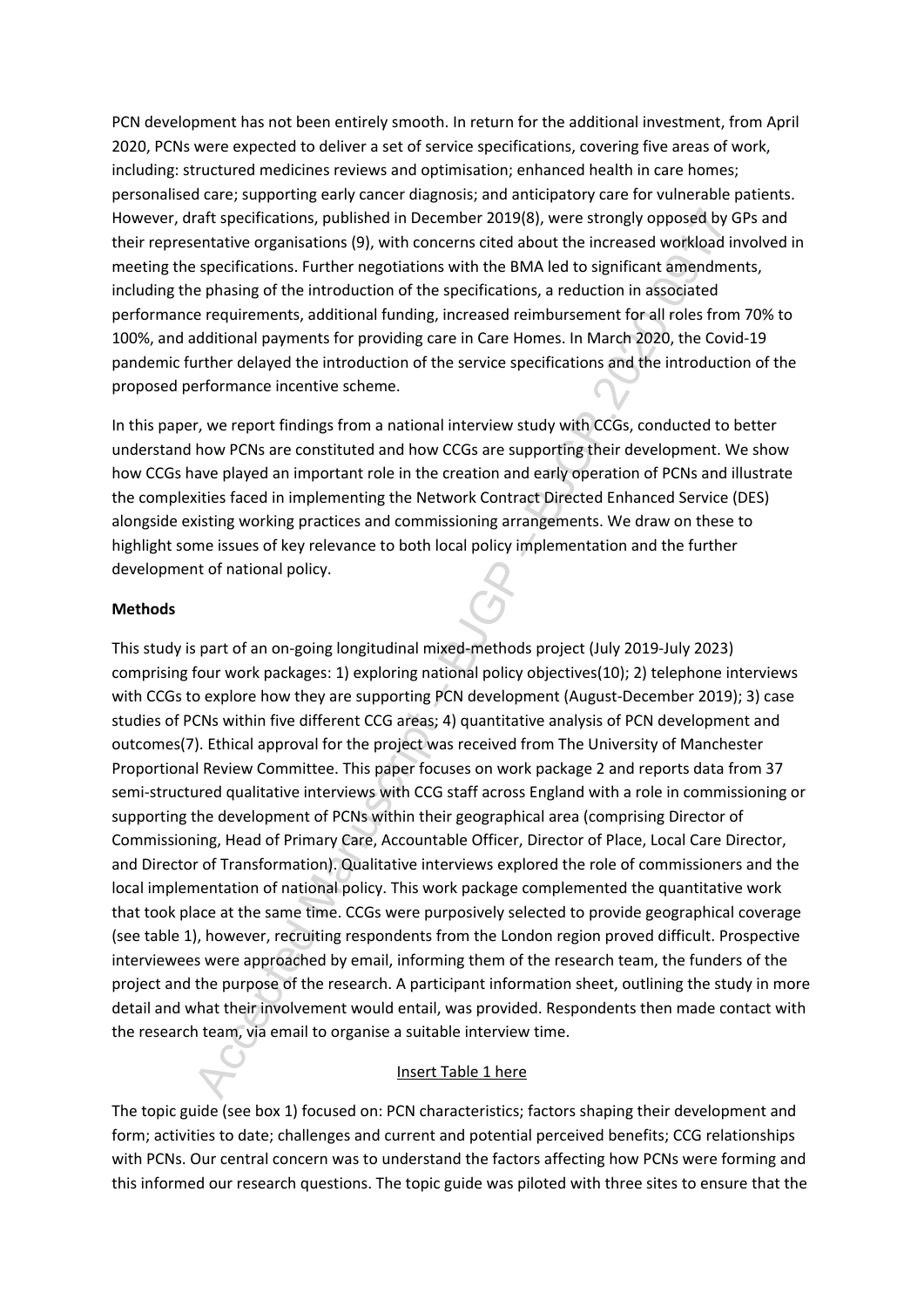PCN development has not been entirely smooth. In return for the additional investment, from April 2020, PCNs were expected to deliver a set of service specifications, covering five areas of work, including: structured medicines reviews and optimisation; enhanced health in care homes; personalised care; supporting early cancer diagnosis; and anticipatory care for vulnerable patients. However, draft specifications, published in December 2019(8), were strongly opposed by GPs and their representative organisations (9), with concerns cited about the increased workload involved in meeting the specifications. Further negotiations with the BMA led to significant amendments, including the phasing of the introduction of the specifications, a reduction in associated performance requirements, additional funding, increased reimbursement for all roles from 70% to 100%, and additional payments for providing care in Care Homes. In March 2020, the Covid-19 pandemic further delayed the introduction of the service specifications and the introduction of the proposed performance incentive scheme.

In this paper, we report findings from a national interview study with CCGs, conducted to better understand how PCNs are constituted and how CCGs are supporting their development. We show how CCGs have played an important role in the creation and early operation of PCNs and illustrate the complexities faced in implementing the Network Contract Directed Enhanced Service (DES) alongside existing working practices and commissioning arrangements. We draw on these to highlight some issues of key relevance to both local policy implementation and the further development of national policy.

**Methods**

This study is part of an on-going longitudinal mixed-methods project (July 2019-July 2023) comprising four work packages: 1) exploring national policy objectives(10); 2) telephone interviews with CCGs to explore how they are supporting PCN development (August-December 2019); 3) case studies of PCNs within five different CCG areas; 4) quantitative analysis of PCN development and outcomes(7). Ethical approval for the project was received from The University of Manchester Proportional Review Committee. This paper focuses on work package 2 and reports data from 37 semi-structured qualitative interviews with CCG staff across England with a role in commissioning or supporting the development of PCNs within their geographical area (comprising Director of Commissioning, Head of Primary Care, Accountable Officer, Director of Place, Local Care Director, and Director of Transformation). Qualitative interviews explored the role of commissioners and the local implementation of national policy. This work package complemented the quantitative work that took place at the same time. CCGs were purposively selected to provide geographical coverage (see table 1), however, recruiting respondents from the London region proved difficult. Prospective interviewees were approached by email, informing them of the research team, the funders of the project and the purpose of the research. A participant information sheet, outlining the study in more detail and what their involvement would entail, was provided. Respondents then made contact with the research team, via email to organise a suitable interview time.

Insert Table 1 here

The topic guide (see box 1) focused on: PCN characteristics; factors shaping their development and form; activities to date; challenges and current and potential perceived benefits; CCG relationships with PCNs. Our central concern was to understand the factors affecting how PCNs were forming and this informed our research questions. The topic guide was piloted with three sites to ensure that the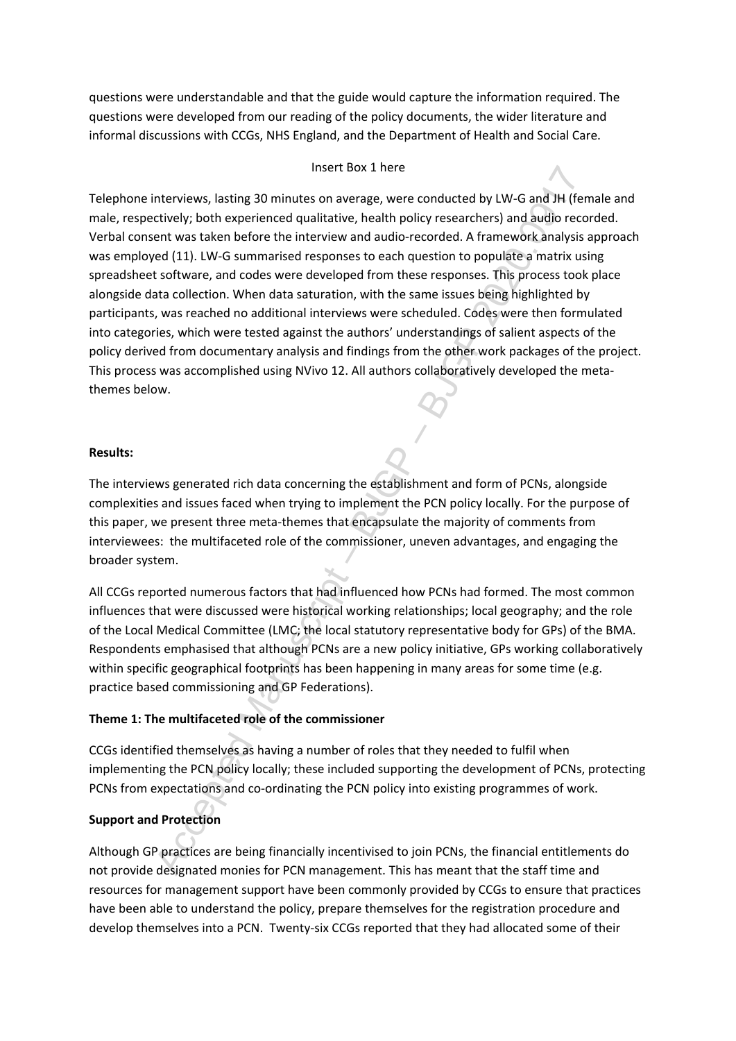questions were understandable and that the guide would capture the information required. The questions were developed from our reading of the policy documents, the wider literature and informal discussions with CCGs, NHS England, and the Department of Health and Social Care.

Insert Box 1 here

Telephone interviews, lasting 30 minutes on average, were conducted by LW-G and JH (female and male, respectively; both experienced qualitative, health policy researchers) and audio recorded. Verbal consent was taken before the interview and audio-recorded. A framework analysis approach was employed (11). LW-G summarised responses to each question to populate a matrix using spreadsheet software, and codes were developed from these responses. This process took place alongside data collection. When data saturation, with the same issues being highlighted by participants, was reached no additional interviews were scheduled. Codes were then formulated into categories, which were tested against the authors' understandings of salient aspects of the policy derived from documentary analysis and findings from the other work packages of the project. This process was accomplished using NVivo 12. All authors collaboratively developed the meta-themes below.

**Results:**

The interviews generated rich data concerning the establishment and form of PCNs, alongside complexities and issues faced when trying to implement the PCN policy locally. For the purpose of this paper, we present three meta-themes that encapsulate the majority of comments from interviewees: the multifaceted role of the commissioner, uneven advantages, and engaging the broader system.

All CCGs reported numerous factors that had influenced how PCNs had formed. The most common influences that were discussed were historical working relationships; local geography; and the role of the Local Medical Committee (LMC; the local statutory representative body for GPs) of the BMA. Respondents emphasised that although PCNs are a new policy initiative, GPs working collaboratively within specific geographical footprints has been happening in many areas for some time (e.g. practice based commissioning and GP Federations).

**Theme 1: The multifaceted role of the commissioner**

CCGs identified themselves as having a number of roles that they needed to fulfil when implementing the PCN policy locally; these included supporting the development of PCNs, protecting PCNs from expectations and co-ordinating the PCN policy into existing programmes of work.

**Support and Protection**

Although GP practices are being financially incentivised to join PCNs, the financial entitlements do not provide designated monies for PCN management. This has meant that the staff time and resources for management support have been commonly provided by CCGs to ensure that practices have been able to understand the policy, prepare themselves for the registration procedure and develop themselves into a PCN. Twenty-six CCGs reported that they had allocated some of their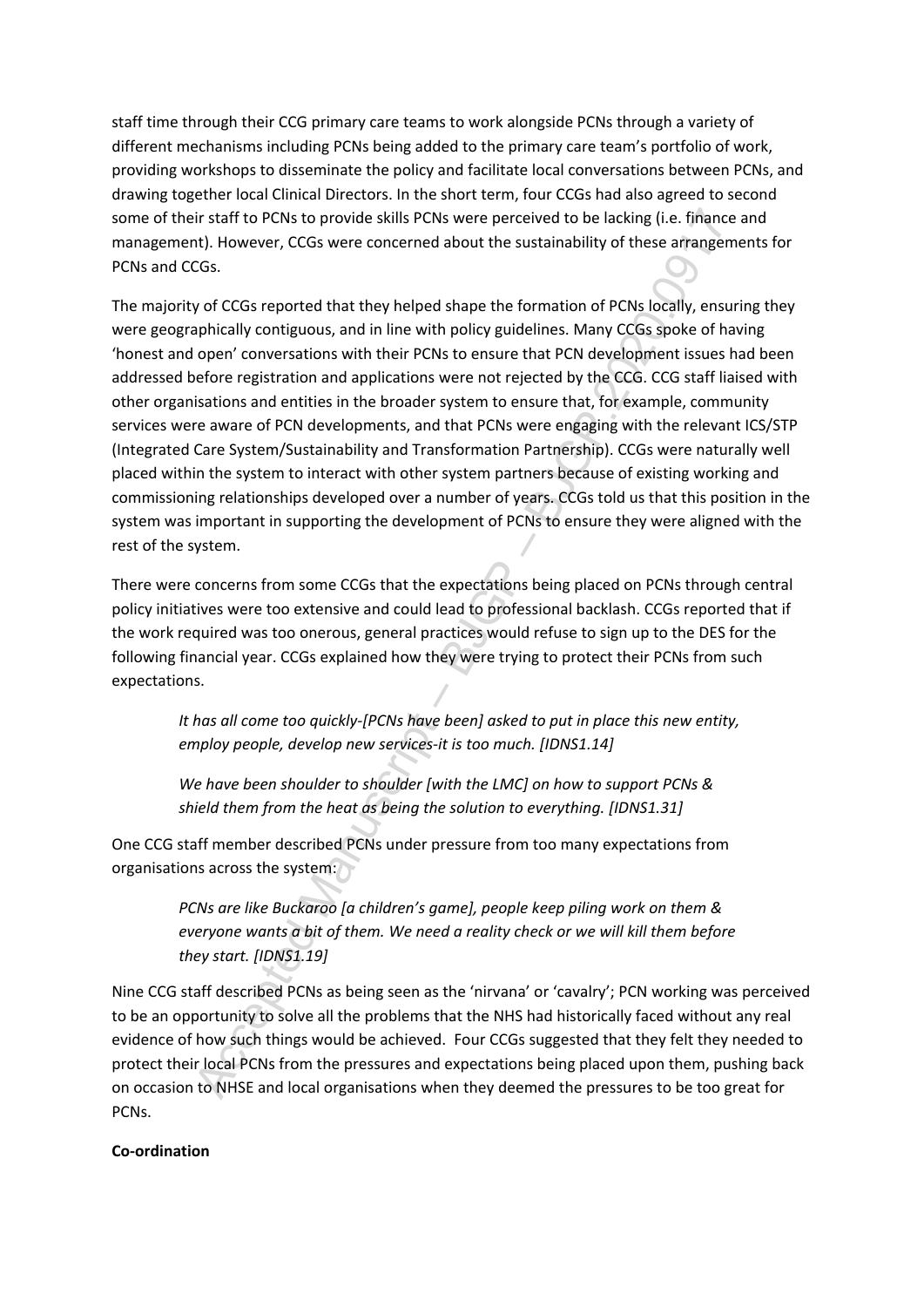staff time through their CCG primary care teams to work alongside PCNs through a variety of different mechanisms including PCNs being added to the primary care team's portfolio of work, providing workshops to disseminate the policy and facilitate local conversations between PCNs, and drawing together local Clinical Directors. In the short term, four CCGs had also agreed to second some of their staff to PCNs to provide skills PCNs were perceived to be lacking (i.e. finance and management). However, CCGs were concerned about the sustainability of these arrangements for PCNs and CCGs.

The majority of CCGs reported that they helped shape the formation of PCNs locally, ensuring they were geographically contiguous, and in line with policy guidelines. Many CCGs spoke of having 'honest and open' conversations with their PCNs to ensure that PCN development issues had been addressed before registration and applications were not rejected by the CCG. CCG staff liaised with other organisations and entities in the broader system to ensure that, for example, community services were aware of PCN developments, and that PCNs were engaging with the relevant ICS/STP (Integrated Care System/Sustainability and Transformation Partnership). CCGs were naturally well placed within the system to interact with other system partners because of existing working and commissioning relationships developed over a number of years. CCGs told us that this position in the system was important in supporting the development of PCNs to ensure they were aligned with the rest of the system.

There were concerns from some CCGs that the expectations being placed on PCNs through central policy initiatives were too extensive and could lead to professional backlash. CCGs reported that if the work required was too onerous, general practices would refuse to sign up to the DES for the following financial year. CCGs explained how they were trying to protect their PCNs from such expectations.

> *It has all come too quickly-[PCNs have been] asked to put in place this new entity, employ people, develop new services-it is too much. [IDNS1.14]*

> *We have been shoulder to shoulder [with the LMC] on how to support PCNs & shield them from the heat as being the solution to everything. [IDNS1.31]*

One CCG staff member described PCNs under pressure from too many expectations from organisations across the system:

> *PCNs are like Buckaroo [a children's game], people keep piling work on them & everyone wants a bit of them. We need a reality check or we will kill them before they start. [IDNS1.19]*

Nine CCG staff described PCNs as being seen as the 'nirvana' or 'cavalry'; PCN working was perceived to be an opportunity to solve all the problems that the NHS had historically faced without any real evidence of how such things would be achieved. Four CCGs suggested that they felt they needed to protect their local PCNs from the pressures and expectations being placed upon them, pushing back on occasion to NHSE and local organisations when they deemed the pressures to be too great for PCNs.

**Co-ordination**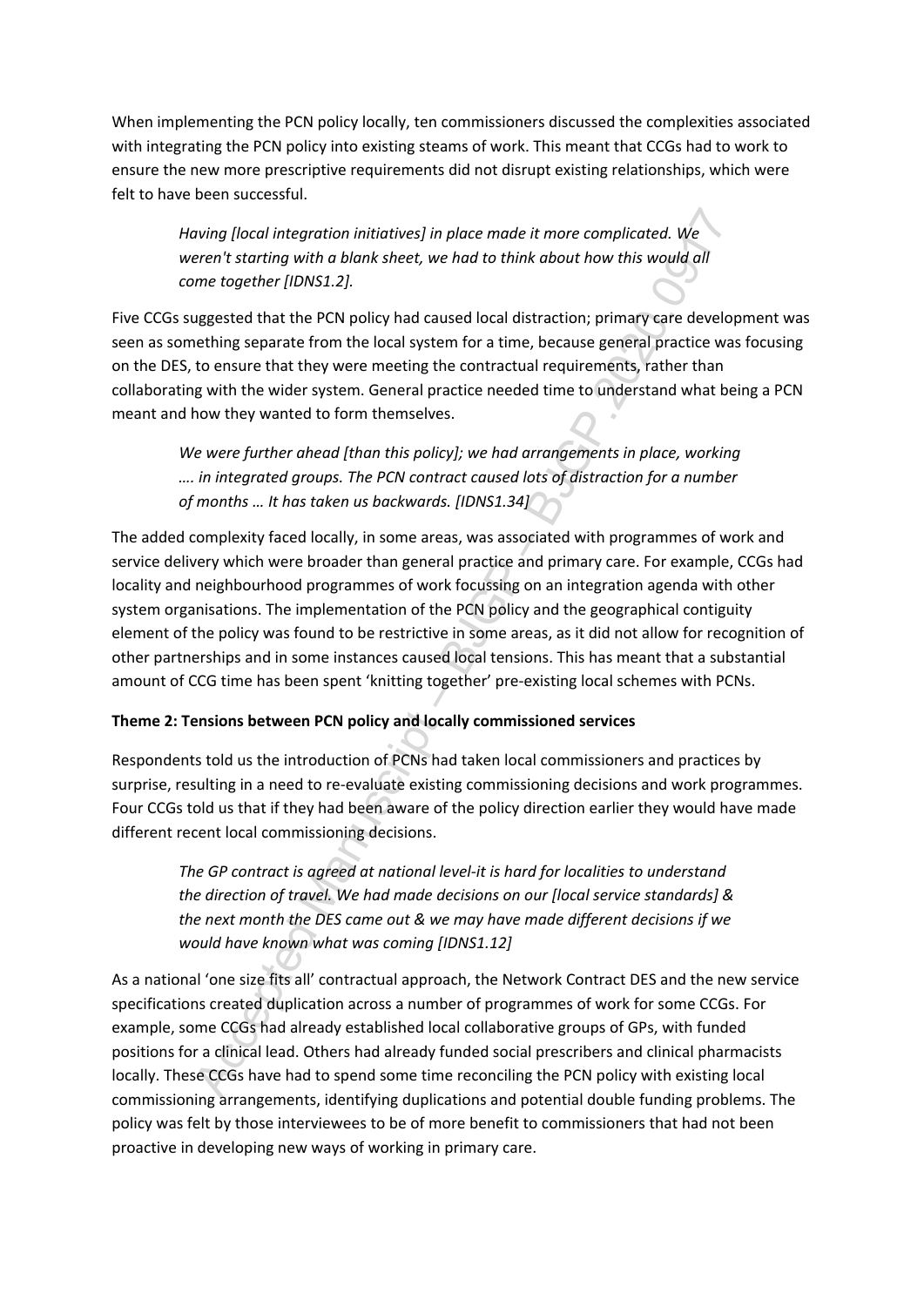When implementing the PCN policy locally, ten commissioners discussed the complexities associated with integrating the PCN policy into existing steams of work. This meant that CCGs had to work to ensure the new more prescriptive requirements did not disrupt existing relationships, which were felt to have been successful.

> *Having [local integration initiatives] in place made it more complicated. We weren't starting with a blank sheet, we had to think about how this would all come together [IDNS1.2].*

Five CCGs suggested that the PCN policy had caused local distraction; primary care development was seen as something separate from the local system for a time, because general practice was focusing on the DES, to ensure that they were meeting the contractual requirements, rather than collaborating with the wider system. General practice needed time to understand what being a PCN meant and how they wanted to form themselves.

> *We were further ahead [than this policy]; we had arrangements in place, working …. in integrated groups. The PCN contract caused lots of distraction for a number of months … It has taken us backwards. [IDNS1.34]*

The added complexity faced locally, in some areas, was associated with programmes of work and service delivery which were broader than general practice and primary care. For example, CCGs had locality and neighbourhood programmes of work focussing on an integration agenda with other system organisations. The implementation of the PCN policy and the geographical contiguity element of the policy was found to be restrictive in some areas, as it did not allow for recognition of other partnerships and in some instances caused local tensions. This has meant that a substantial amount of CCG time has been spent 'knitting together' pre-existing local schemes with PCNs.

**Theme 2: Tensions between PCN policy and locally commissioned services**

Respondents told us the introduction of PCNs had taken local commissioners and practices by surprise, resulting in a need to re-evaluate existing commissioning decisions and work programmes. Four CCGs told us that if they had been aware of the policy direction earlier they would have made different recent local commissioning decisions.

> *The GP contract is agreed at national level-it is hard for localities to understand the direction of travel. We had made decisions on our [local service standards] & the next month the DES came out & we may have made different decisions if we would have known what was coming [IDNS1.12]*

As a national 'one size fits all' contractual approach, the Network Contract DES and the new service specifications created duplication across a number of programmes of work for some CCGs. For example, some CCGs had already established local collaborative groups of GPs, with funded positions for a clinical lead. Others had already funded social prescribers and clinical pharmacists locally. These CCGs have had to spend some time reconciling the PCN policy with existing local commissioning arrangements, identifying duplications and potential double funding problems. The policy was felt by those interviewees to be of more benefit to commissioners that had not been proactive in developing new ways of working in primary care.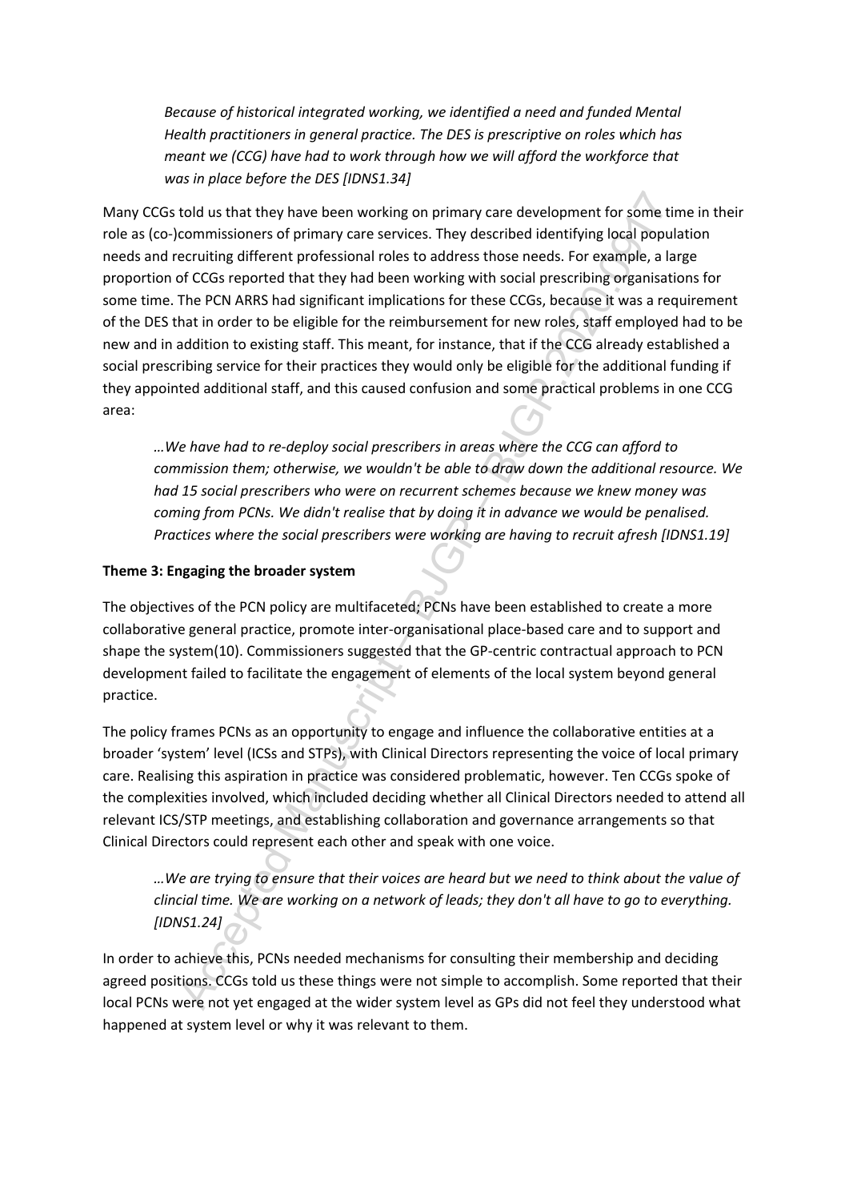*Because of historical integrated working, we identified a need and funded Mental Health practitioners in general practice. The DES is prescriptive on roles which has meant we (CCG) have had to work through how we will afford the workforce that was in place before the DES [IDNS1.34]*

Many CCGs told us that they have been working on primary care development for some time in their role as (co-)commissioners of primary care services. They described identifying local population needs and recruiting different professional roles to address those needs. For example, a large proportion of CCGs reported that they had been working with social prescribing organisations for some time. The PCN ARRS had significant implications for these CCGs, because it was a requirement of the DES that in order to be eligible for the reimbursement for new roles, staff employed had to be new and in addition to existing staff. This meant, for instance, that if the CCG already established a social prescribing service for their practices they would only be eligible for the additional funding if they appointed additional staff, and this caused confusion and some practical problems in one CCG area:

*…We have had to re-deploy social prescribers in areas where the CCG can afford to commission them; otherwise, we wouldn't be able to draw down the additional resource. We had 15 social prescribers who were on recurrent schemes because we knew money was coming from PCNs. We didn't realise that by doing it in advance we would be penalised. Practices where the social prescribers were working are having to recruit afresh [IDNS1.19]*

**Theme 3: Engaging the broader system**

The objectives of the PCN policy are multifaceted; PCNs have been established to create a more collaborative general practice, promote inter-organisational place-based care and to support and shape the system(10). Commissioners suggested that the GP-centric contractual approach to PCN development failed to facilitate the engagement of elements of the local system beyond general practice.

The policy frames PCNs as an opportunity to engage and influence the collaborative entities at a broader 'system' level (ICSs and STPs), with Clinical Directors representing the voice of local primary care. Realising this aspiration in practice was considered problematic, however. Ten CCGs spoke of the complexities involved, which included deciding whether all Clinical Directors needed to attend all relevant ICS/STP meetings, and establishing collaboration and governance arrangements so that Clinical Directors could represent each other and speak with one voice.

*…We are trying to ensure that their voices are heard but we need to think about the value of clincial time. We are working on a network of leads; they don't all have to go to everything. [IDNS1.24]*

In order to achieve this, PCNs needed mechanisms for consulting their membership and deciding agreed positions. CCGs told us these things were not simple to accomplish. Some reported that their local PCNs were not yet engaged at the wider system level as GPs did not feel they understood what happened at system level or why it was relevant to them.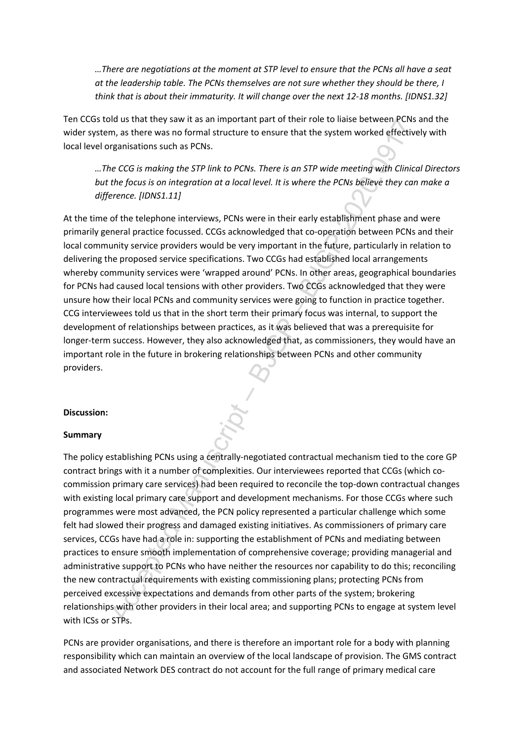*…There are negotiations at the moment at STP level to ensure that the PCNs all have a seat at the leadership table. The PCNs themselves are not sure whether they should be there, I think that is about their immaturity. It will change over the next 12-18 months. [IDNS1.32]*

Ten CCGs told us that they saw it as an important part of their role to liaise between PCNs and the wider system, as there was no formal structure to ensure that the system worked effectively with local level organisations such as PCNs.

*…The CCG is making the STP link to PCNs. There is an STP wide meeting with Clinical Directors but the focus is on integration at a local level. It is where the PCNs believe they can make a difference. [IDNS1.11]*

At the time of the telephone interviews, PCNs were in their early establishment phase and were primarily general practice focussed. CCGs acknowledged that co-operation between PCNs and their local community service providers would be very important in the future, particularly in relation to delivering the proposed service specifications. Two CCGs had established local arrangements whereby community services were 'wrapped around' PCNs. In other areas, geographical boundaries for PCNs had caused local tensions with other providers. Two CCGs acknowledged that they were unsure how their local PCNs and community services were going to function in practice together. CCG interviewees told us that in the short term their primary focus was internal, to support the development of relationships between practices, as it was believed that was a prerequisite for longer-term success. However, they also acknowledged that, as commissioners, they would have an important role in the future in brokering relationships between PCNs and other community providers.

**Discussion:**

**Summary**

The policy establishing PCNs using a centrally-negotiated contractual mechanism tied to the core GP contract brings with it a number of complexities. Our interviewees reported that CCGs (which co-commission primary care services) had been required to reconcile the top-down contractual changes with existing local primary care support and development mechanisms. For those CCGs where such programmes were most advanced, the PCN policy represented a particular challenge which some felt had slowed their progress and damaged existing initiatives. As commissioners of primary care services, CCGs have had a role in: supporting the establishment of PCNs and mediating between practices to ensure smooth implementation of comprehensive coverage; providing managerial and administrative support to PCNs who have neither the resources nor capability to do this; reconciling the new contractual requirements with existing commissioning plans; protecting PCNs from perceived excessive expectations and demands from other parts of the system; brokering relationships with other providers in their local area; and supporting PCNs to engage at system level with ICSs or STPs.

PCNs are provider organisations, and there is therefore an important role for a body with planning responsibility which can maintain an overview of the local landscape of provision. The GMS contract and associated Network DES contract do not account for the full range of primary medical care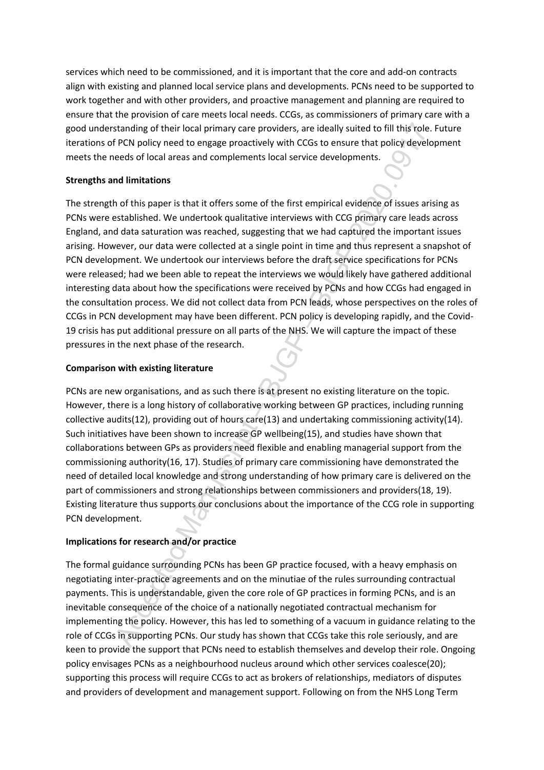services which need to be commissioned, and it is important that the core and add-on contracts align with existing and planned local service plans and developments. PCNs need to be supported to work together and with other providers, and proactive management and planning are required to ensure that the provision of care meets local needs. CCGs, as commissioners of primary care with a good understanding of their local primary care providers, are ideally suited to fill this role. Future iterations of PCN policy need to engage proactively with CCGs to ensure that policy development meets the needs of local areas and complements local service developments.

**Strengths and limitations**

The strength of this paper is that it offers some of the first empirical evidence of issues arising as PCNs were established. We undertook qualitative interviews with CCG primary care leads across England, and data saturation was reached, suggesting that we had captured the important issues arising. However, our data were collected at a single point in time and thus represent a snapshot of PCN development. We undertook our interviews before the draft service specifications for PCNs were released; had we been able to repeat the interviews we would likely have gathered additional interesting data about how the specifications were received by PCNs and how CCGs had engaged in the consultation process. We did not collect data from PCN leads, whose perspectives on the roles of CCGs in PCN development may have been different. PCN policy is developing rapidly, and the Covid-19 crisis has put additional pressure on all parts of the NHS. We will capture the impact of these pressures in the next phase of the research.

**Comparison with existing literature**

PCNs are new organisations, and as such there is at present no existing literature on the topic. However, there is a long history of collaborative working between GP practices, including running collective audits(12), providing out of hours care(13) and undertaking commissioning activity(14). Such initiatives have been shown to increase GP wellbeing(15), and studies have shown that collaborations between GPs as providers need flexible and enabling managerial support from the commissioning authority(16, 17). Studies of primary care commissioning have demonstrated the need of detailed local knowledge and strong understanding of how primary care is delivered on the part of commissioners and strong relationships between commissioners and providers(18, 19). Existing literature thus supports our conclusions about the importance of the CCG role in supporting PCN development.

**Implications for research and/or practice**

The formal guidance surrounding PCNs has been GP practice focused, with a heavy emphasis on negotiating inter-practice agreements and on the minutiae of the rules surrounding contractual payments. This is understandable, given the core role of GP practices in forming PCNs, and is an inevitable consequence of the choice of a nationally negotiated contractual mechanism for implementing the policy. However, this has led to something of a vacuum in guidance relating to the role of CCGs in supporting PCNs. Our study has shown that CCGs take this role seriously, and are keen to provide the support that PCNs need to establish themselves and develop their role. Ongoing policy envisages PCNs as a neighbourhood nucleus around which other services coalesce(20); supporting this process will require CCGs to act as brokers of relationships, mediators of disputes and providers of development and management support. Following on from the NHS Long Term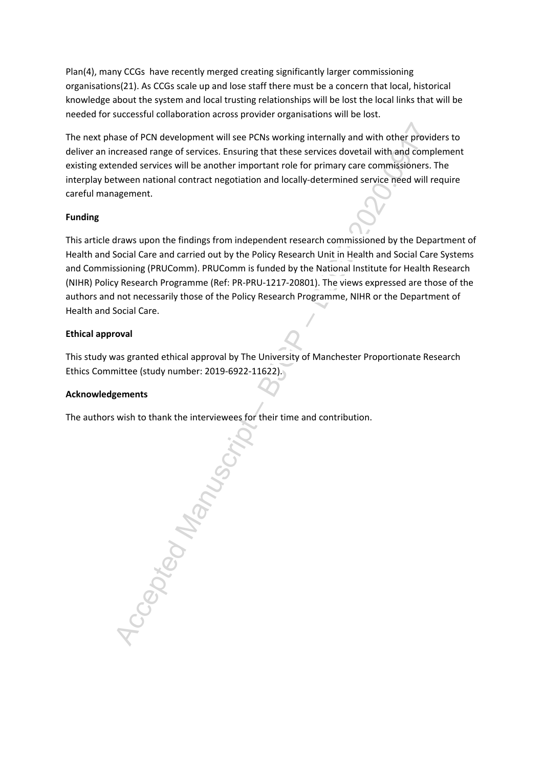Plan(4), many CCGs have recently merged creating significantly larger commissioning organisations(21). As CCGs scale up and lose staff there must be a concern that local, historical knowledge about the system and local trusting relationships will be lost the local links that will be needed for successful collaboration across provider organisations will be lost.

The next phase of PCN development will see PCNs working internally and with other providers to deliver an increased range of services. Ensuring that these services dovetail with and complement existing extended services will be another important role for primary care commissioners. The interplay between national contract negotiation and locally-determined service need will require careful management.

**Funding**

This article draws upon the findings from independent research commissioned by the Department of Health and Social Care and carried out by the Policy Research Unit in Health and Social Care Systems and Commissioning (PRUComm). PRUComm is funded by the National Institute for Health Research (NIHR) Policy Research Programme (Ref: PR-PRU-1217-20801). The views expressed are those of the authors and not necessarily those of the Policy Research Programme, NIHR or the Department of Health and Social Care.

**Ethical approval**

This study was granted ethical approval by The University of Manchester Proportionate Research Ethics Committee (study number: 2019-6922-11622).

**Acknowledgements**

The authors wish to thank the interviewees for their time and contribution.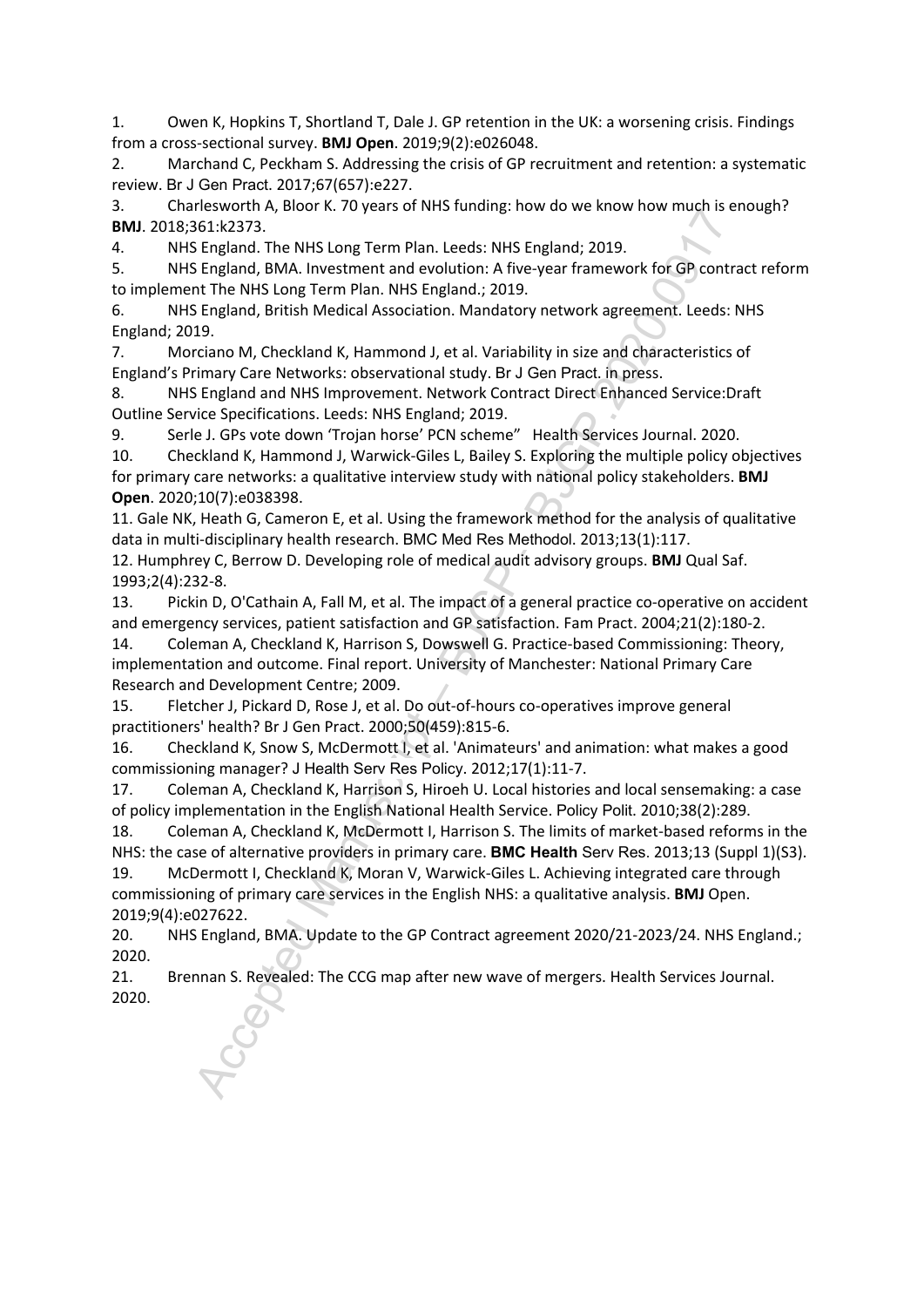1. Owen K, Hopkins T, Shortland T, Dale J. GP retention in the UK: a worsening crisis. Findings from a cross-sectional survey. **BMJ Open**. 2019;9(2):e026048.
2. Marchand C, Peckham S. Addressing the crisis of GP recruitment and retention: a systematic review. Br J Gen Pract. 2017;67(657):e227.
3. Charlesworth A, Bloor K. 70 years of NHS funding: how do we know how much is enough? **BMJ**. 2018;361:k2373.
4. NHS England. The NHS Long Term Plan. Leeds: NHS England; 2019.
5. NHS England, BMA. Investment and evolution: A five-year framework for GP contract reform to implement The NHS Long Term Plan. NHS England.; 2019.
6. NHS England, British Medical Association. Mandatory network agreement. Leeds: NHS England; 2019.
7. Morciano M, Checkland K, Hammond J, et al. Variability in size and characteristics of England's Primary Care Networks: observational study. Br J Gen Pract. in press.
8. NHS England and NHS Improvement. Network Contract Direct Enhanced Service:Draft Outline Service Specifications. Leeds: NHS England; 2019.
9. Serle J. GPs vote down 'Trojan horse' PCN scheme" Health Services Journal. 2020.
10. Checkland K, Hammond J, Warwick-Giles L, Bailey S. Exploring the multiple policy objectives for primary care networks: a qualitative interview study with national policy stakeholders. **BMJ Open**. 2020;10(7):e038398.
11. Gale NK, Heath G, Cameron E, et al. Using the framework method for the analysis of qualitative data in multi-disciplinary health research. BMC Med Res Methodol. 2013;13(1):117.
12. Humphrey C, Berrow D. Developing role of medical audit advisory groups. **BMJ** Qual Saf. 1993;2(4):232-8.
13. Pickin D, O'Cathain A, Fall M, et al. The impact of a general practice co-operative on accident and emergency services, patient satisfaction and GP satisfaction. Fam Pract. 2004;21(2):180-2.
14. Coleman A, Checkland K, Harrison S, Dowswell G. Practice-based Commissioning: Theory, implementation and outcome. Final report. University of Manchester: National Primary Care Research and Development Centre; 2009.
15. Fletcher J, Pickard D, Rose J, et al. Do out-of-hours co-operatives improve general practitioners' health? Br J Gen Pract. 2000;50(459):815-6.
16. Checkland K, Snow S, McDermott I, et al. 'Animateurs' and animation: what makes a good commissioning manager? J Health Serv Res Policy. 2012;17(1):11-7.
17. Coleman A, Checkland K, Harrison S, Hiroeh U. Local histories and local sensemaking: a case of policy implementation in the English National Health Service. Policy Polit. 2010;38(2):289.
18. Coleman A, Checkland K, McDermott I, Harrison S. The limits of market-based reforms in the NHS: the case of alternative providers in primary care. **BMC Health** Serv Res. 2013;13 (Suppl 1)(S3).
19. McDermott I, Checkland K, Moran V, Warwick-Giles L. Achieving integrated care through commissioning of primary care services in the English NHS: a qualitative analysis. **BMJ** Open. 2019;9(4):e027622.
20. NHS England, BMA. Update to the GP Contract agreement 2020/21-2023/24. NHS England.; 2020.
21. Brennan S. Revealed: The CCG map after new wave of mergers. Health Services Journal. 2020.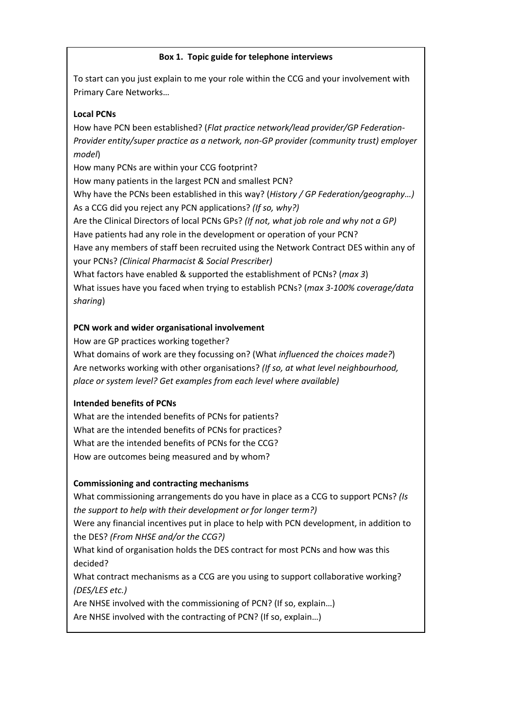**Box 1. Topic guide for telephone interviews**

To start can you just explain to me your role within the CCG and your involvement with Primary Care Networks…

**Local PCNs**

How have PCN been established? (*Flat practice network/lead provider/GP Federation-Provider entity/super practice as a network, non-GP provider (community trust) employer model*)

How many PCNs are within your CCG footprint?

How many patients in the largest PCN and smallest PCN?

Why have the PCNs been established in this way? (*History / GP Federation/geography…)*

As a CCG did you reject any PCN applications? *(If so, why?)*

Are the Clinical Directors of local PCNs GPs? *(If not, what job role and why not a GP)*

Have patients had any role in the development or operation of your PCN?

Have any members of staff been recruited using the Network Contract DES within any of your PCNs? *(Clinical Pharmacist & Social Prescriber)*

What factors have enabled & supported the establishment of PCNs? (*max 3*)

What issues have you faced when trying to establish PCNs? (*max 3-100% coverage/data sharing*)

**PCN work and wider organisational involvement**

How are GP practices working together?

What domains of work are they focussing on? (What *influenced the choices made?*)

Are networks working with other organisations? *(If so, at what level neighbourhood, place or system level? Get examples from each level where available)*

**Intended benefits of PCNs**

What are the intended benefits of PCNs for patients?

What are the intended benefits of PCNs for practices?

What are the intended benefits of PCNs for the CCG?

How are outcomes being measured and by whom?

**Commissioning and contracting mechanisms**

What commissioning arrangements do you have in place as a CCG to support PCNs? *(Is the support to help with their development or for longer term?)*

Were any financial incentives put in place to help with PCN development, in addition to the DES? *(From NHSE and/or the CCG?)*

What kind of organisation holds the DES contract for most PCNs and how was this decided?

What contract mechanisms as a CCG are you using to support collaborative working? *(DES/LES etc.)*

Are NHSE involved with the commissioning of PCN? (If so, explain…)

Are NHSE involved with the contracting of PCN? (If so, explain…)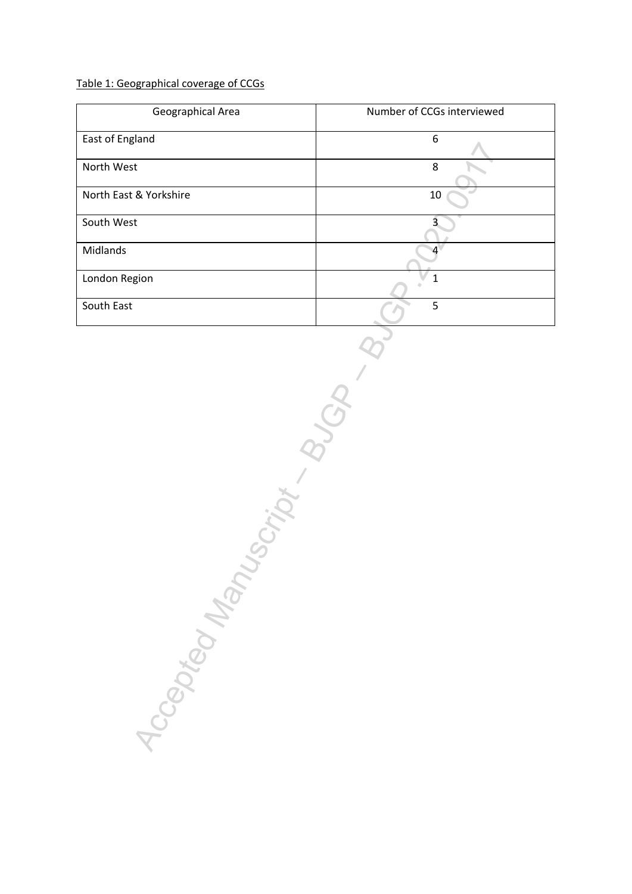Table 1: Geographical coverage of CCGs

| Geographical Area | Number of CCGs interviewed |
| --- | --- |
| East of England | 6 |
| North West | 8 |
| North East & Yorkshire | 10 |
| South West | 3 |
| Midlands | 4 |
| London Region | 1 |
| South East | 5 |